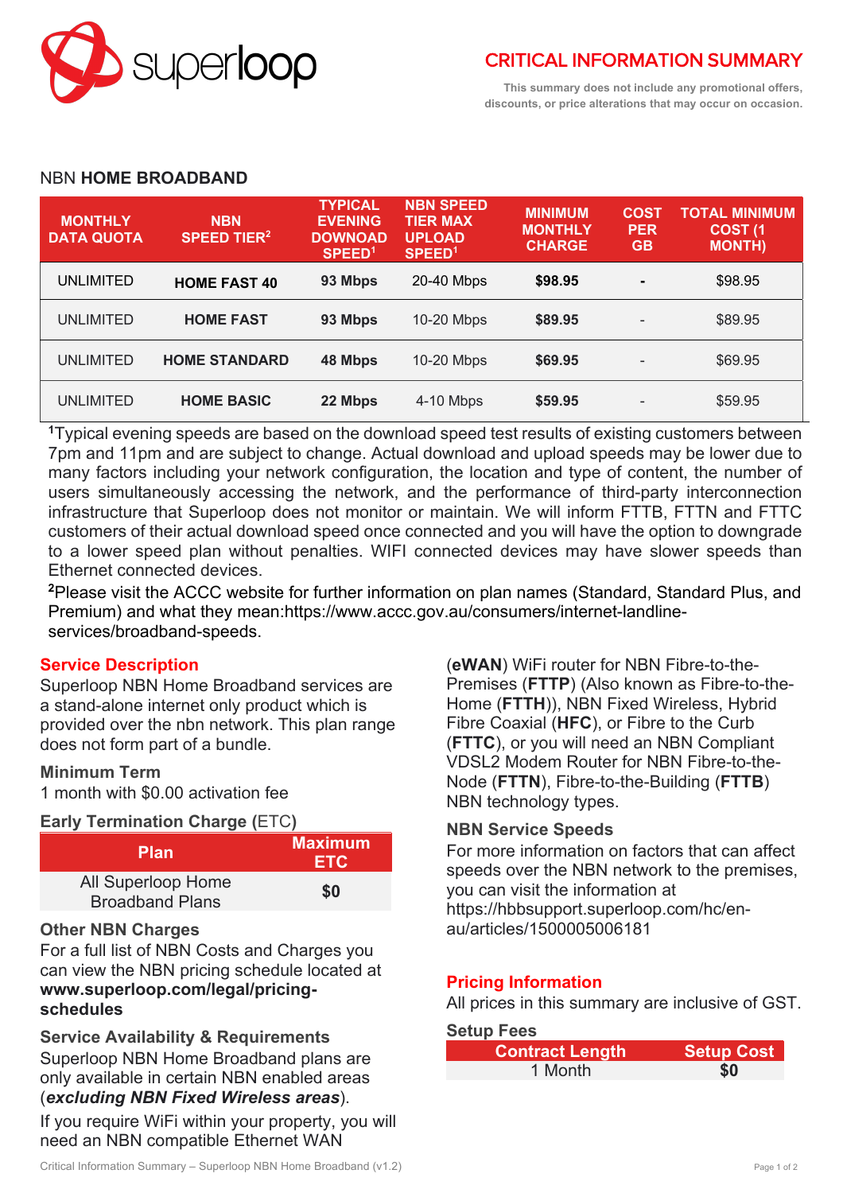# CRITICAL INFORMATION SUMMARY

This summary does not include any promotional offers, discounts, or price alterations that may occur on occasion.

## NBN **HOME BROADBAND**

| MONTHLY DATA QUOTA | NBN SPEED TIER[2] | TYPICAL EVENING DOWNOAD SPEED[1] | NBN SPEED TIER MAX UPLOAD SPEED[1] | MINIMUM MONTHLY CHARGE | COST PER GB | TOTAL MINIMUM COST (1 MONTH) |
|---|---|---|---|---|---|---|
| UNLIMITED | **HOME FAST 40** | **93 Mbps** | 20-40 Mbps | **$98.95** | **-** | $98.95 |
| UNLIMITED | **HOME FAST** | **93 Mbps** | 10-20 Mbps | **$89.95** | - | $89.95 |
| UNLIMITED | **HOME STANDARD** | **48 Mbps** | 10-20 Mbps | **$69.95** | - | $69.95 |
| UNLIMITED | **HOME BASIC** | **22 Mbps** | 4-10 Mbps | **$59.95** | - | $59.95 |

[1]Typical evening speeds are based on the download speed test results of existing customers between 7pm and 11pm and are subject to change. Actual download and upload speeds may be lower due to many factors including your network configuration, the location and type of content, the number of users simultaneously accessing the network, and the performance of third-party interconnection infrastructure that Superloop does not monitor or maintain. We will inform FTTB, FTTN and FTTC customers of their actual download speed once connected and you will have the option to downgrade to a lower speed plan without penalties. WIFI connected devices may have slower speeds than Ethernet connected devices.

[2]Please visit the ACCC website for further information on plan names (Standard, Standard Plus, and Premium) and what they mean:https://www.accc.gov.au/consumers/internet-landline-services/broadband-speeds.

### Service Description

Superloop NBN Home Broadband services are a stand-alone internet only product which is provided over the nbn network. This plan range does not form part of a bundle.

### Minimum Term

1 month with $0.00 activation fee

### Early Termination Charge (ETC)

| Plan | Maximum ETC |
|---|---|
| All Superloop Home Broadband Plans | **$0** |

### Other NBN Charges

For a full list of NBN Costs and Charges you can view the NBN pricing schedule located at **www.superloop.com/legal/pricing-schedules**

### Service Availability & Requirements

Superloop NBN Home Broadband plans are only available in certain NBN enabled areas (***excluding NBN Fixed Wireless areas***).

If you require WiFi within your property, you will need an NBN compatible Ethernet WAN (**eWAN**) WiFi router for NBN Fibre-to-the-Premises (**FTTP**) (Also known as Fibre-to-the-Home (**FTTH**)), NBN Fixed Wireless, Hybrid Fibre Coaxial (**HFC**), or Fibre to the Curb (**FTTC**), or you will need an NBN Compliant VDSL2 Modem Router for NBN Fibre-to-the-Node (**FTTN**), Fibre-to-the-Building (**FTTB**) NBN technology types.

### NBN Service Speeds

For more information on factors that can affect speeds over the NBN network to the premises, you can visit the information at https://hbbsupport.superloop.com/hc/en-au/articles/1500005006181

### Pricing Information

All prices in this summary are inclusive of GST.

### Setup Fees

| Contract Length | Setup Cost |
|---|---|
| 1 Month | **$0** |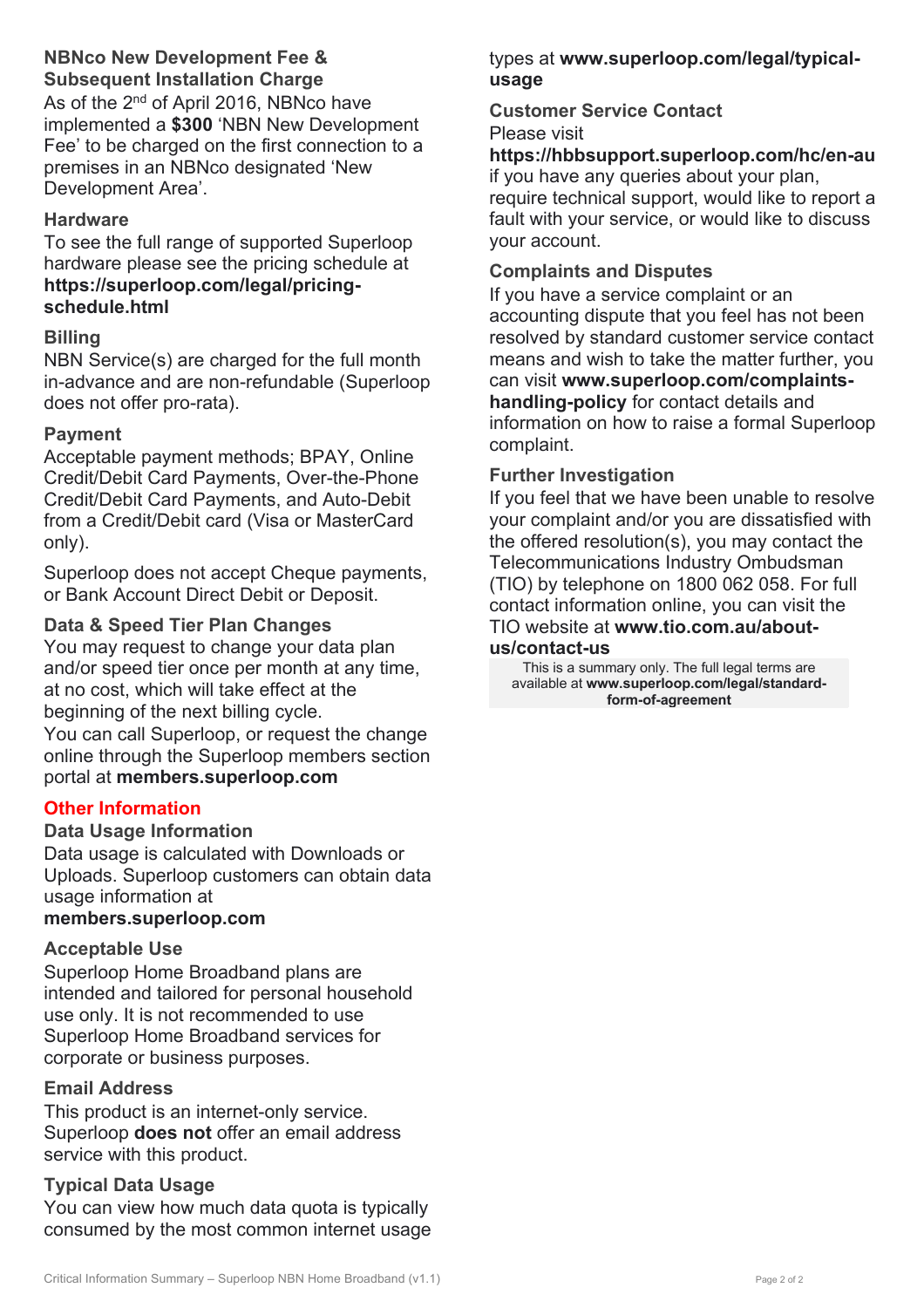### NBNco New Development Fee & Subsequent Installation Charge

As of the 2nd of April 2016, NBNco have implemented a **$300** 'NBN New Development Fee' to be charged on the first connection to a premises in an NBNco designated 'New Development Area'.

### Hardware

To see the full range of supported Superloop hardware please see the pricing schedule at **https://superloop.com/legal/pricing-schedule.html**

### Billing

NBN Service(s) are charged for the full month in-advance and are non-refundable (Superloop does not offer pro-rata).

### Payment

Acceptable payment methods; BPAY, Online Credit/Debit Card Payments, Over-the-Phone Credit/Debit Card Payments, and Auto-Debit from a Credit/Debit card (Visa or MasterCard only).

Superloop does not accept Cheque payments, or Bank Account Direct Debit or Deposit.

### Data & Speed Tier Plan Changes

You may request to change your data plan and/or speed tier once per month at any time, at no cost, which will take effect at the beginning of the next billing cycle.
You can call Superloop, or request the change online through the Superloop members section portal at **members.superloop.com**

## Other Information

### Data Usage Information

Data usage is calculated with Downloads or Uploads. Superloop customers can obtain data usage information at **members.superloop.com**

### Acceptable Use

Superloop Home Broadband plans are intended and tailored for personal household use only. It is not recommended to use Superloop Home Broadband services for corporate or business purposes.

### Email Address

This product is an internet-only service. Superloop **does not** offer an email address service with this product.

### Typical Data Usage

You can view how much data quota is typically consumed by the most common internet usage types at **www.superloop.com/legal/typical-usage**

### Customer Service Contact

Please visit **https://hbbsupport.superloop.com/hc/en-au** if you have any queries about your plan, require technical support, would like to report a fault with your service, or would like to discuss your account.

### Complaints and Disputes

If you have a service complaint or an accounting dispute that you feel has not been resolved by standard customer service contact means and wish to take the matter further, you can visit **www.superloop.com/complaints-handling-policy** for contact details and information on how to raise a formal Superloop complaint.

### Further Investigation

If you feel that we have been unable to resolve your complaint and/or you are dissatisfied with the offered resolution(s), you may contact the Telecommunications Industry Ombudsman (TIO) by telephone on 1800 062 058. For full contact information online, you can visit the TIO website at **www.tio.com.au/about-us/contact-us**

This is a summary only. The full legal terms are available at **www.superloop.com/legal/standard-form-of-agreement**